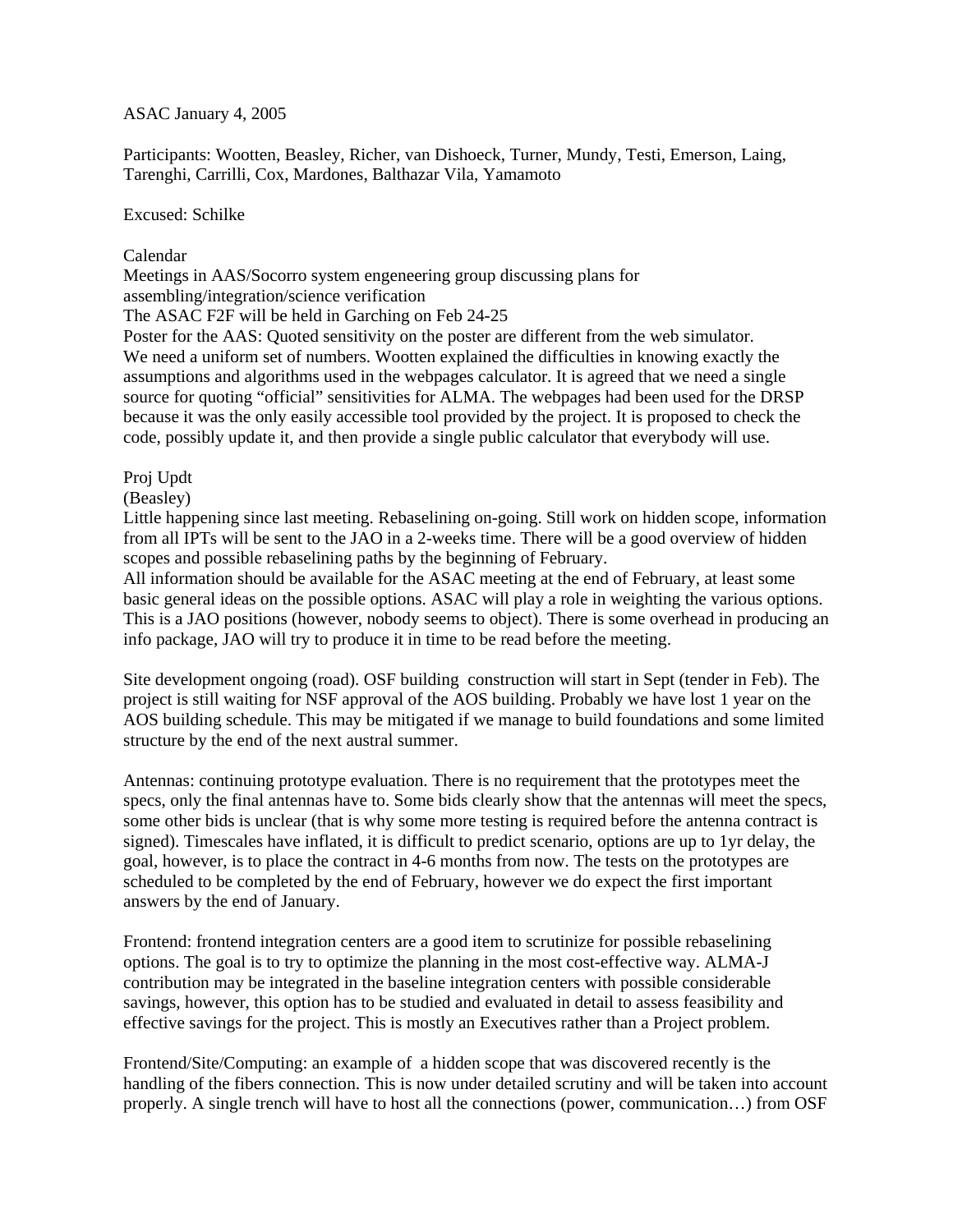ASAC January 4, 2005

Participants: Wootten, Beasley, Richer, van Dishoeck, Turner, Mundy, Testi, Emerson, Laing, Tarenghi, Carrilli, Cox, Mardones, Balthazar Vila, Yamamoto

Excused: Schilke

Calendar

Meetings in AAS/Socorro system engeneering group discussing plans for assembling/integration/science verification

The ASAC F2F will be held in Garching on Feb 24-25

Poster for the AAS: Quoted sensitivity on the poster are different from the web simulator. We need a uniform set of numbers. Wootten explained the difficulties in knowing exactly the assumptions and algorithms used in the webpages calculator. It is agreed that we need a single source for quoting "official" sensitivities for ALMA. The webpages had been used for the DRSP because it was the only easily accessible tool provided by the project. It is proposed to check the code, possibly update it, and then provide a single public calculator that everybody will use.

Proj Updt

(Beasley)

Little happening since last meeting. Rebaselining on-going. Still work on hidden scope, information from all IPTs will be sent to the JAO in a 2-weeks time. There will be a good overview of hidden scopes and possible rebaselining paths by the beginning of February.

All information should be available for the ASAC meeting at the end of February, at least some basic general ideas on the possible options. ASAC will play a role in weighting the various options. This is a JAO positions (however, nobody seems to object). There is some overhead in producing an info package, JAO will try to produce it in time to be read before the meeting.

Site development ongoing (road). OSF building construction will start in Sept (tender in Feb). The project is still waiting for NSF approval of the AOS building. Probably we have lost 1 year on the AOS building schedule. This may be mitigated if we manage to build foundations and some limited structure by the end of the next austral summer.

Antennas: continuing prototype evaluation. There is no requirement that the prototypes meet the specs, only the final antennas have to. Some bids clearly show that the antennas will meet the specs, some other bids is unclear (that is why some more testing is required before the antenna contract is signed). Timescales have inflated, it is difficult to predict scenario, options are up to 1yr delay, the goal, however, is to place the contract in 4-6 months from now. The tests on the prototypes are scheduled to be completed by the end of February, however we do expect the first important answers by the end of January.

Frontend: frontend integration centers are a good item to scrutinize for possible rebaselining options. The goal is to try to optimize the planning in the most cost-effective way. ALMA-J contribution may be integrated in the baseline integration centers with possible considerable savings, however, this option has to be studied and evaluated in detail to assess feasibility and effective savings for the project. This is mostly an Executives rather than a Project problem.

Frontend/Site/Computing: an example of a hidden scope that was discovered recently is the handling of the fibers connection. This is now under detailed scrutiny and will be taken into account properly. A single trench will have to host all the connections (power, communication…) from OSF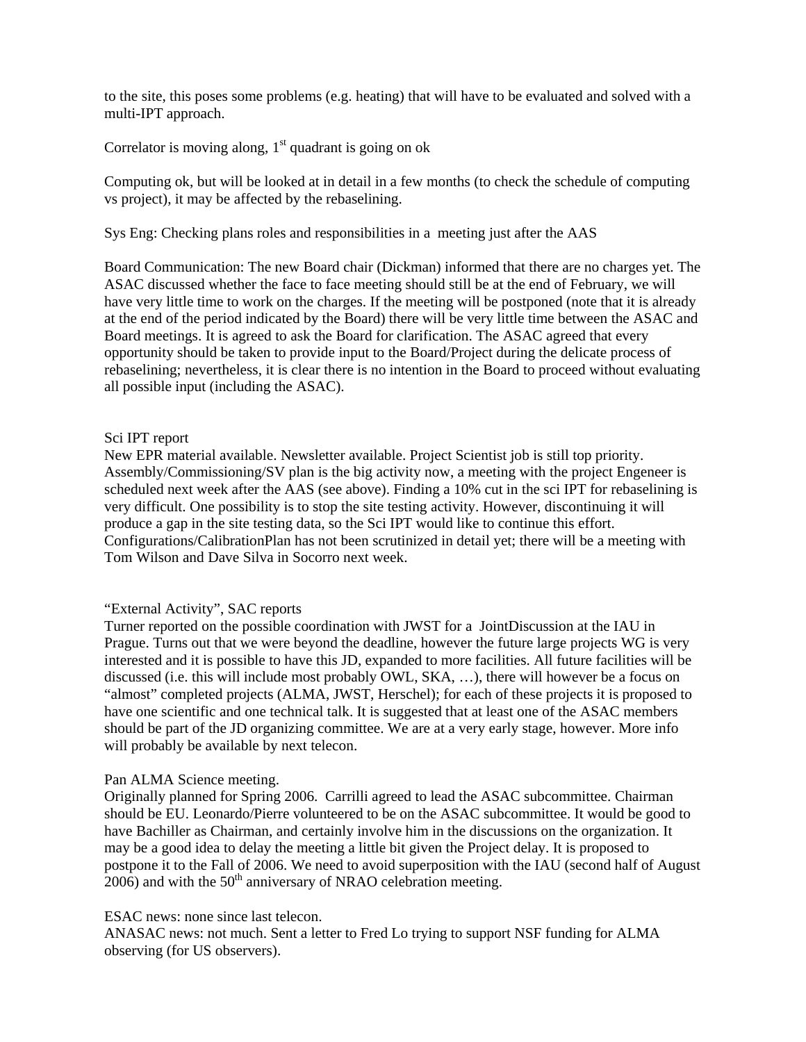to the site, this poses some problems (e.g. heating) that will have to be evaluated and solved with a multi-IPT approach.

Correlator is moving along, 1st quadrant is going on ok

Computing ok, but will be looked at in detail in a few months (to check the schedule of computing vs project), it may be affected by the rebaselining.

Sys Eng: Checking plans roles and responsibilities in a meeting just after the AAS

Board Communication: The new Board chair (Dickman) informed that there are no charges yet. The ASAC discussed whether the face to face meeting should still be at the end of February, we will have very little time to work on the charges. If the meeting will be postponed (note that it is already at the end of the period indicated by the Board) there will be very little time between the ASAC and Board meetings. It is agreed to ask the Board for clarification. The ASAC agreed that every opportunity should be taken to provide input to the Board/Project during the delicate process of rebaselining; nevertheless, it is clear there is no intention in the Board to proceed without evaluating all possible input (including the ASAC).

Sci IPT report

New EPR material available. Newsletter available. Project Scientist job is still top priority. Assembly/Commissioning/SV plan is the big activity now, a meeting with the project Engeneer is scheduled next week after the AAS (see above). Finding a 10% cut in the sci IPT for rebaselining is very difficult. One possibility is to stop the site testing activity. However, discontinuing it will produce a gap in the site testing data, so the Sci IPT would like to continue this effort. Configurations/CalibrationPlan has not been scrutinized in detail yet; there will be a meeting with Tom Wilson and Dave Silva in Socorro next week.

"External Activity", SAC reports

Turner reported on the possible coordination with JWST for a JointDiscussion at the IAU in Prague. Turns out that we were beyond the deadline, however the future large projects WG is very interested and it is possible to have this JD, expanded to more facilities. All future facilities will be discussed (i.e. this will include most probably OWL, SKA, …), there will however be a focus on "almost" completed projects (ALMA, JWST, Herschel); for each of these projects it is proposed to have one scientific and one technical talk. It is suggested that at least one of the ASAC members should be part of the JD organizing committee. We are at a very early stage, however. More info will probably be available by next telecon.

Pan ALMA Science meeting.

Originally planned for Spring 2006. Carrilli agreed to lead the ASAC subcommittee. Chairman should be EU. Leonardo/Pierre volunteered to be on the ASAC subcommittee. It would be good to have Bachiller as Chairman, and certainly involve him in the discussions on the organization. It may be a good idea to delay the meeting a little bit given the Project delay. It is proposed to postpone it to the Fall of 2006. We need to avoid superposition with the IAU (second half of August 2006) and with the 50th anniversary of NRAO celebration meeting.

ESAC news: none since last telecon.

ANASAC news: not much. Sent a letter to Fred Lo trying to support NSF funding for ALMA observing (for US observers).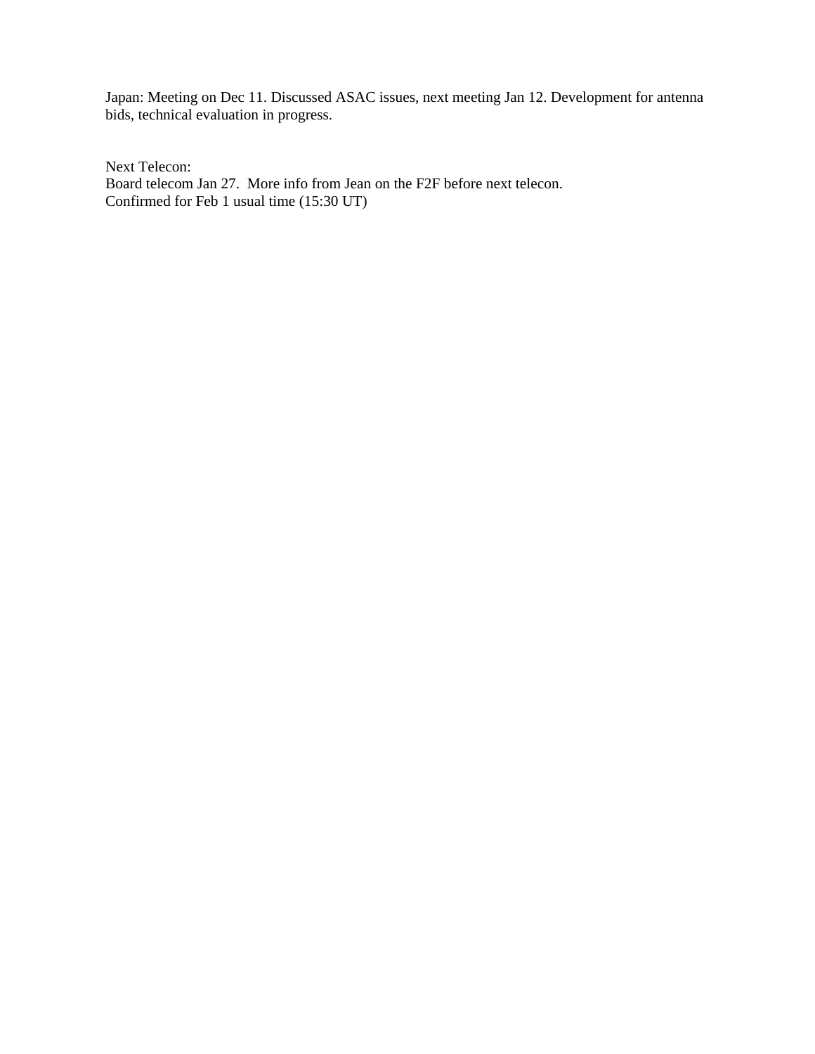Japan: Meeting on Dec 11. Discussed ASAC issues, next meeting Jan 12. Development for antenna bids, technical evaluation in progress.

Next Telecon:
Board telecom Jan 27. More info from Jean on the F2F before next telecon.
Confirmed for Feb 1 usual time (15:30 UT)